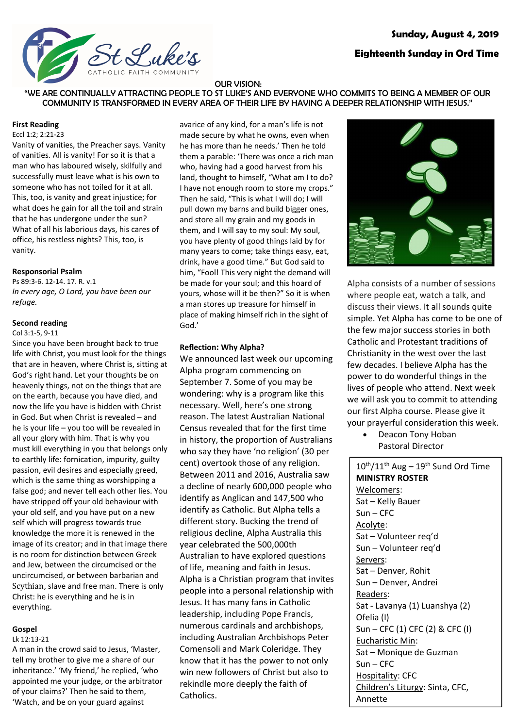St Luke's
CATHOLIC FAITH COMMUNITY

**Sunday, August 4, 2019**

**Eighteenth Sunday in Ord Time**

OUR VISION:
"WE ARE CONTINUALLY ATTRACTING PEOPLE TO ST LUKE'S AND EVERYONE WHO COMMITS TO BEING A MEMBER OF OUR COMMUNITY IS TRANSFORMED IN EVERY AREA OF THEIR LIFE BY HAVING A DEEPER RELATIONSHIP WITH JESUS."

**First Reading**

Eccl 1:2; 2:21-23

Vanity of vanities, the Preacher says. Vanity of vanities. All is vanity! For so it is that a man who has laboured wisely, skilfully and successfully must leave what is his own to someone who has not toiled for it at all. This, too, is vanity and great injustice; for what does he gain for all the toil and strain that he has undergone under the sun? What of all his laborious days, his cares of office, his restless nights? This, too, is vanity.

**Responsorial Psalm**

Ps 89:3-6. 12-14. 17. R. v.1

*In every age, O Lord, you have been our refuge.*

**Second reading**

Col 3:1-5, 9-11

Since you have been brought back to true life with Christ, you must look for the things that are in heaven, where Christ is, sitting at God's right hand. Let your thoughts be on heavenly things, not on the things that are on the earth, because you have died, and now the life you have is hidden with Christ in God. But when Christ is revealed – and he is your life – you too will be revealed in all your glory with him. That is why you must kill everything in you that belongs only to earthly life: fornication, impurity, guilty passion, evil desires and especially greed, which is the same thing as worshipping a false god; and never tell each other lies. You have stripped off your old behaviour with your old self, and you have put on a new self which will progress towards true knowledge the more it is renewed in the image of its creator; and in that image there is no room for distinction between Greek and Jew, between the circumcised or the uncircumcised, or between barbarian and Scythian, slave and free man. There is only Christ: he is everything and he is in everything.

**Gospel**

Lk 12:13-21

A man in the crowd said to Jesus, 'Master, tell my brother to give me a share of our inheritance.' 'My friend,' he replied, 'who appointed me your judge, or the arbitrator of your claims?' Then he said to them, 'Watch, and be on your guard against avarice of any kind, for a man's life is not made secure by what he owns, even when he has more than he needs.' Then he told them a parable: 'There was once a rich man who, having had a good harvest from his land, thought to himself, "What am I to do? I have not enough room to store my crops." Then he said, "This is what I will do; I will pull down my barns and build bigger ones, and store all my grain and my goods in them, and I will say to my soul: My soul, you have plenty of good things laid by for many years to come; take things easy, eat, drink, have a good time." But God said to him, "Fool! This very night the demand will be made for your soul; and this hoard of yours, whose will it be then?" So it is when a man stores up treasure for himself in place of making himself rich in the sight of God.'

**Reflection: Why Alpha?**

We announced last week our upcoming Alpha program commencing on September 7. Some of you may be wondering: why is a program like this necessary. Well, here's one strong reason. The latest Australian National Census revealed that for the first time in history, the proportion of Australians who say they have 'no religion' (30 per cent) overtook those of any religion. Between 2011 and 2016, Australia saw a decline of nearly 600,000 people who identify as Anglican and 147,500 who identify as Catholic. But Alpha tells a different story. Bucking the trend of religious decline, Alpha Australia this year celebrated the 500,000th Australian to have explored questions of life, meaning and faith in Jesus. Alpha is a Christian program that invites people into a personal relationship with Jesus. It has many fans in Catholic leadership, including Pope Francis, numerous cardinals and archbishops, including Australian Archbishops Peter Comensoli and Mark Coleridge. They know that it has the power to not only win new followers of Christ but also to rekindle more deeply the faith of Catholics.

Alpha consists of a number of sessions where people eat, watch a talk, and discuss their views. It all sounds quite simple. Yet Alpha has come to be one of the few major success stories in both Catholic and Protestant traditions of Christianity in the west over the last few decades. I believe Alpha has the power to do wonderful things in the lives of people who attend. Next week we will ask you to commit to attending our first Alpha course. Please give it your prayerful consideration this week.

- Deacon Tony Hoban
  Pastoral Director

10th/11th Aug – 19th Sund Ord Time

**MINISTRY ROSTER**

Welcomers:
Sat – Kelly Bauer
Sun – CFC

Acolyte:
Sat – Volunteer req'd
Sun – Volunteer req'd

Servers:
Sat – Denver, Rohit
Sun – Denver, Andrei

Readers:
Sat - Lavanya (1) Luanshya (2) Ofelia (I)
Sun – CFC (1) CFC (2) & CFC (I)

Eucharistic Min:
Sat – Monique de Guzman
Sun – CFC

Hospitality: CFC

Children's Liturgy: Sinta, CFC, Annette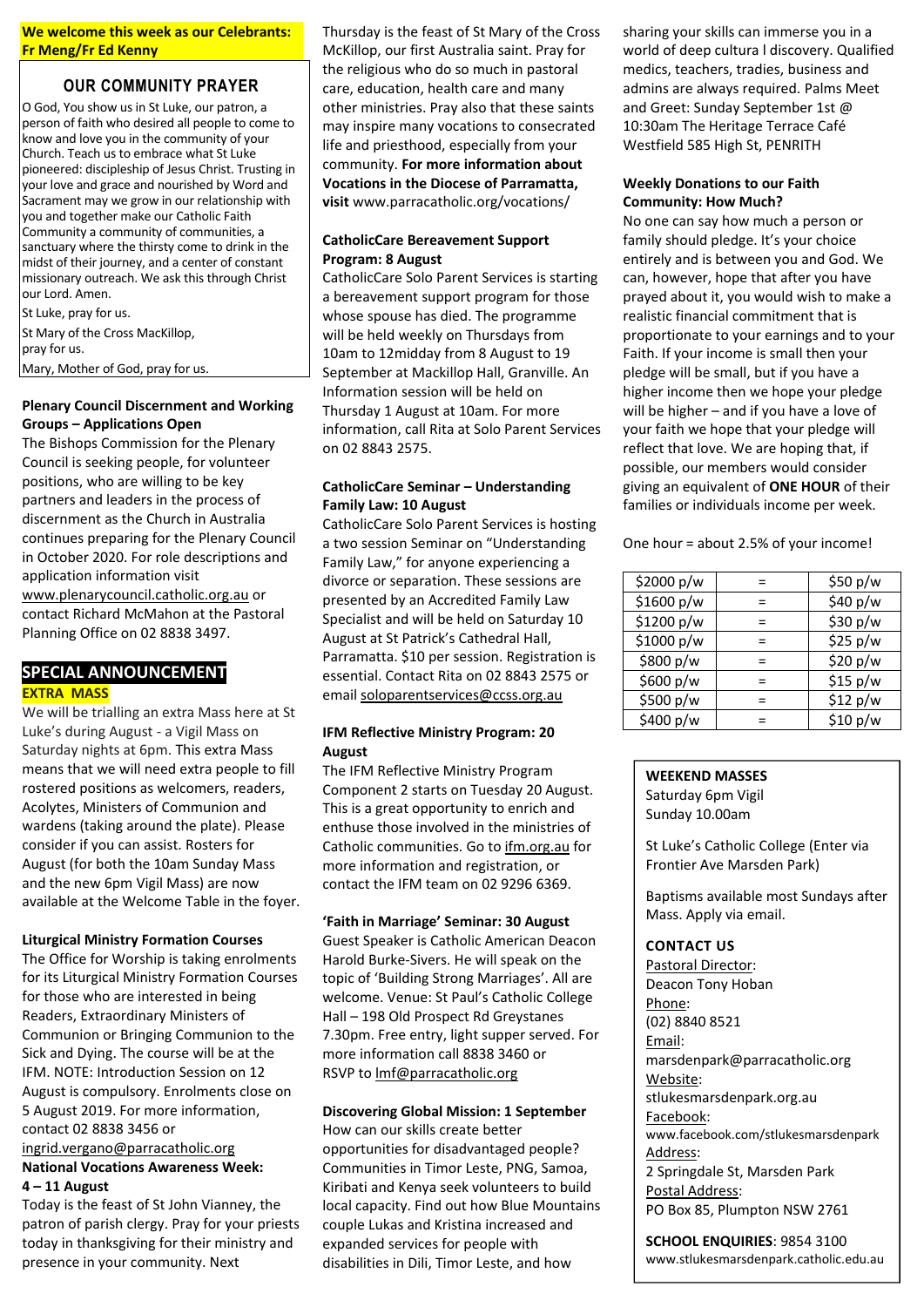**We welcome this week as our Celebrants: Fr Meng/Fr Ed Kenny**

## OUR COMMUNITY PRAYER

O God, You show us in St Luke, our patron, a person of faith who desired all people to come to know and love you in the community of your Church. Teach us to embrace what St Luke pioneered: discipleship of Jesus Christ. Trusting in your love and grace and nourished by Word and Sacrament may we grow in our relationship with you and together make our Catholic Faith Community a community of communities, a sanctuary where the thirsty come to drink in the midst of their journey, and a center of constant missionary outreach. We ask this through Christ our Lord. Amen.

St Luke, pray for us.

St Mary of the Cross MacKillop, pray for us.

Mary, Mother of God, pray for us.

**Plenary Council Discernment and Working Groups – Applications Open**

The Bishops Commission for the Plenary Council is seeking people, for volunteer positions, who are willing to be key partners and leaders in the process of discernment as the Church in Australia continues preparing for the Plenary Council in October 2020. For role descriptions and application information visit www.plenarycouncil.catholic.org.au or contact Richard McMahon at the Pastoral Planning Office on 02 8838 3497.

## SPECIAL ANNOUNCEMENT

**EXTRA MASS**

We will be trialling an extra Mass here at St Luke's during August - a Vigil Mass on Saturday nights at 6pm. This extra Mass means that we will need extra people to fill rostered positions as welcomers, readers, Acolytes, Ministers of Communion and wardens (taking around the plate). Please consider if you can assist. Rosters for August (for both the 10am Sunday Mass and the new 6pm Vigil Mass) are now available at the Welcome Table in the foyer.

**Liturgical Ministry Formation Courses**

The Office for Worship is taking enrolments for its Liturgical Ministry Formation Courses for those who are interested in being Readers, Extraordinary Ministers of Communion or Bringing Communion to the Sick and Dying. The course will be at the IFM. NOTE: Introduction Session on 12 August is compulsory. Enrolments close on 5 August 2019. For more information, contact 02 8838 3456 or ingrid.vergano@parracatholic.org

**National Vocations Awareness Week: 4 – 11 August**

Today is the feast of St John Vianney, the patron of parish clergy. Pray for your priests today in thanksgiving for their ministry and presence in your community. Next Thursday is the feast of St Mary of the Cross McKillop, our first Australia saint. Pray for the religious who do so much in pastoral care, education, health care and many other ministries. Pray also that these saints may inspire many vocations to consecrated life and priesthood, especially from your community. **For more information about Vocations in the Diocese of Parramatta, visit** www.parracatholic.org/vocations/

**CatholicCare Bereavement Support Program: 8 August**

CatholicCare Solo Parent Services is starting a bereavement support program for those whose spouse has died. The programme will be held weekly on Thursdays from 10am to 12midday from 8 August to 19 September at Mackillop Hall, Granville. An Information session will be held on Thursday 1 August at 10am. For more information, call Rita at Solo Parent Services on 02 8843 2575.

**CatholicCare Seminar – Understanding Family Law: 10 August**

CatholicCare Solo Parent Services is hosting a two session Seminar on "Understanding Family Law," for anyone experiencing a divorce or separation. These sessions are presented by an Accredited Family Law Specialist and will be held on Saturday 10 August at St Patrick's Cathedral Hall, Parramatta. $10 per session. Registration is essential. Contact Rita on 02 8843 2575 or email soloparentservices@ccss.org.au

**IFM Reflective Ministry Program: 20 August**

The IFM Reflective Ministry Program Component 2 starts on Tuesday 20 August. This is a great opportunity to enrich and enthuse those involved in the ministries of Catholic communities. Go to ifm.org.au for more information and registration, or contact the IFM team on 02 9296 6369.

**'Faith in Marriage' Seminar: 30 August**

Guest Speaker is Catholic American Deacon Harold Burke-Sivers. He will speak on the topic of 'Building Strong Marriages'. All are welcome. Venue: St Paul's Catholic College Hall – 198 Old Prospect Rd Greystanes 7.30pm. Free entry, light supper served. For more information call 8838 3460 or RSVP to lmf@parracatholic.org

**Discovering Global Mission: 1 September**

How can our skills create better opportunities for disadvantaged people? Communities in Timor Leste, PNG, Samoa, Kiribati and Kenya seek volunteers to build local capacity. Find out how Blue Mountains couple Lukas and Kristina increased and expanded services for people with disabilities in Dili, Timor Leste, and how sharing your skills can immerse you in a world of deep cultura l discovery. Qualified medics, teachers, tradies, business and admins are always required. Palms Meet and Greet: Sunday September 1st @ 10:30am The Heritage Terrace Café Westfield 585 High St, PENRITH

**Weekly Donations to our Faith Community: How Much?**

No one can say how much a person or family should pledge. It's your choice entirely and is between you and God. We can, however, hope that after you have prayed about it, you would wish to make a realistic financial commitment that is proportionate to your earnings and to your Faith. If your income is small then your pledge will be small, but if you have a higher income then we hope your pledge will be higher – and if you have a love of your faith we hope that your pledge will reflect that love. We are hoping that, if possible, our members would consider giving an equivalent of **ONE HOUR** of their families or individuals income per week.

One hour = about 2.5% of your income!

| | | |
|---|---|---|
| $2000 p/w | = | $50 p/w |
| $1600 p/w | = | $40 p/w |
| $1200 p/w | = | $30 p/w |
| $1000 p/w | = | $25 p/w |
| $800 p/w | = | $20 p/w |
| $600 p/w | = | $15 p/w |
| $500 p/w | = | $12 p/w |
| $400 p/w | = | $10 p/w |

**WEEKEND MASSES**

Saturday 6pm Vigil
Sunday 10.00am

St Luke's Catholic College (Enter via Frontier Ave Marsden Park)

Baptisms available most Sundays after Mass. Apply via email.

**CONTACT US**

Pastoral Director:
Deacon Tony Hoban

Phone:
(02) 8840 8521

Email:
marsdenpark@parracatholic.org

Website:
stlukesmarsdenpark.org.au

Facebook:
www.facebook.com/stlukesmarsdenpark

Address:
2 Springdale St, Marsden Park

Postal Address:
PO Box 85, Plumpton NSW 2761

**SCHOOL ENQUIRIES**: 9854 3100
www.stlukesmarsdenpark.catholic.edu.au